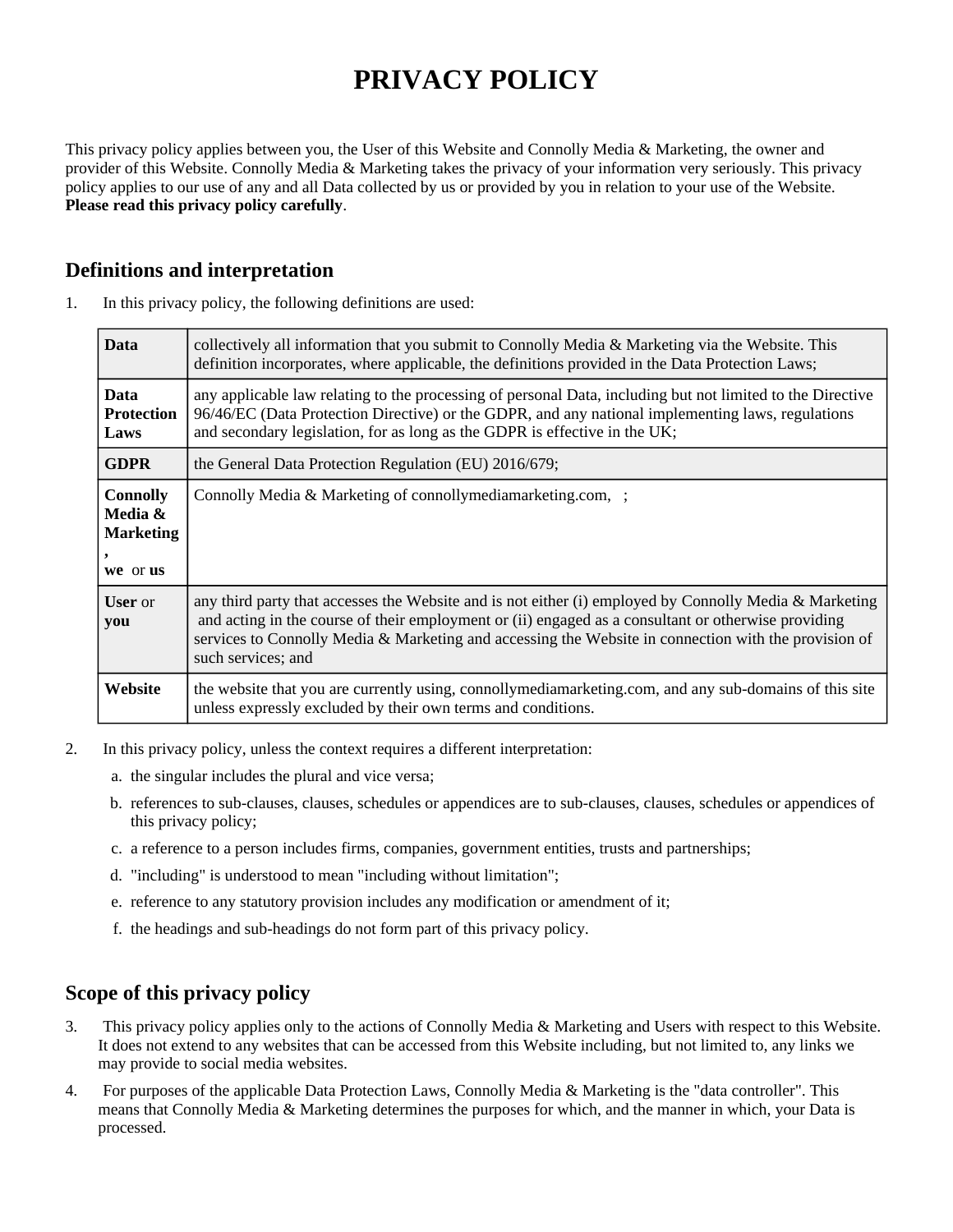# PRIVACY POLICY

This privacy policy applies between you, the User of this Website and Connolly Media & Marketing, the owner and provider of this Website. Connolly Media & Marketing takes the privacy of your information very seriously. This privacy policy applies to our use of any and all Data collected by us or provided by you in relation to your use of the Website. **Please read this privacy policy carefully**.

## Definitions and interpretation

1. In this privacy policy, the following definitions are used:

| | |
|---|---|
| **Data** | collectively all information that you submit to Connolly Media & Marketing via the Website. This definition incorporates, where applicable, the definitions provided in the Data Protection Laws; |
| **Data Protection Laws** | any applicable law relating to the processing of personal Data, including but not limited to the Directive 96/46/EC (Data Protection Directive) or the GDPR, and any national implementing laws, regulations and secondary legislation, for as long as the GDPR is effective in the UK; |
| **GDPR** | the General Data Protection Regulation (EU) 2016/679; |
| **Connolly Media & Marketing, we** or **us** | Connolly Media & Marketing of connollymediamarketing.com, ; |
| **User** or **you** | any third party that accesses the Website and is not either (i) employed by Connolly Media & Marketing and acting in the course of their employment or (ii) engaged as a consultant or otherwise providing services to Connolly Media & Marketing and accessing the Website in connection with the provision of such services; and |
| **Website** | the website that you are currently using, connollymediamarketing.com, and any sub-domains of this site unless expressly excluded by their own terms and conditions. |

2. In this privacy policy, unless the context requires a different interpretation:
   a. the singular includes the plural and vice versa;
   b. references to sub-clauses, clauses, schedules or appendices are to sub-clauses, clauses, schedules or appendices of this privacy policy;
   c. a reference to a person includes firms, companies, government entities, trusts and partnerships;
   d. "including" is understood to mean "including without limitation";
   e. reference to any statutory provision includes any modification or amendment of it;
   f. the headings and sub-headings do not form part of this privacy policy.

## Scope of this privacy policy

3. This privacy policy applies only to the actions of Connolly Media & Marketing and Users with respect to this Website. It does not extend to any websites that can be accessed from this Website including, but not limited to, any links we may provide to social media websites.
4. For purposes of the applicable Data Protection Laws, Connolly Media & Marketing is the "data controller". This means that Connolly Media & Marketing determines the purposes for which, and the manner in which, your Data is processed.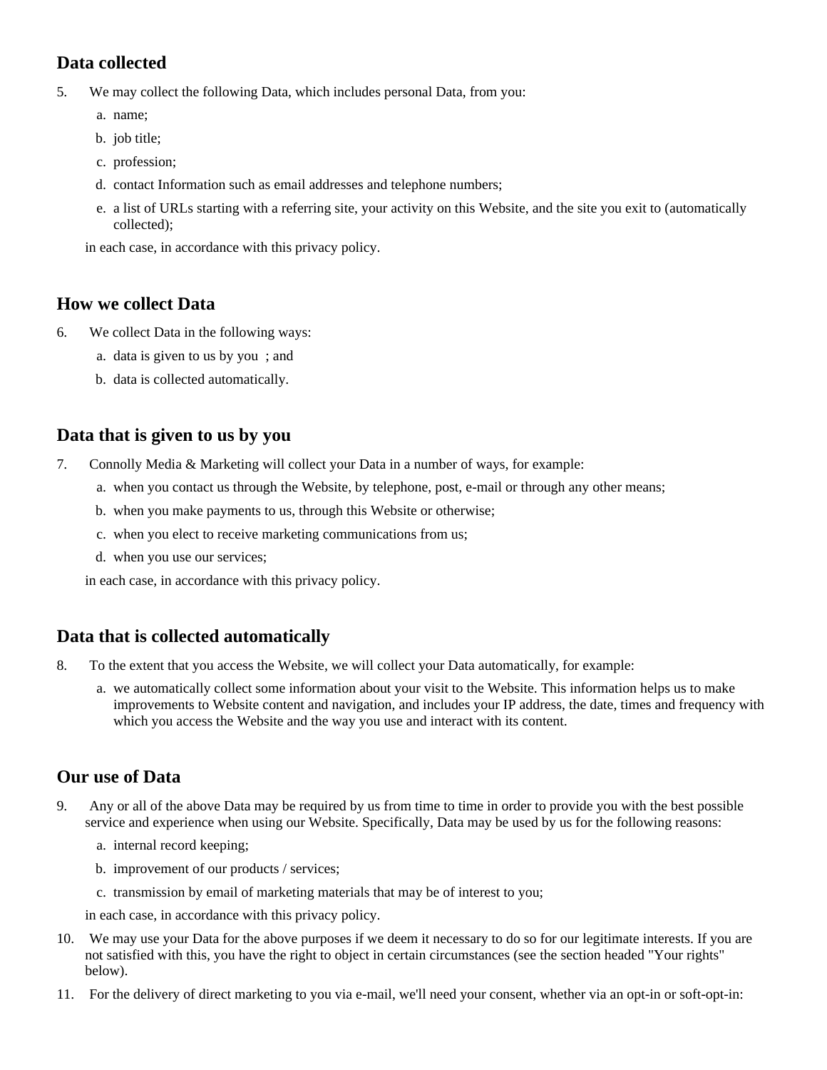## Data collected

5. We may collect the following Data, which includes personal Data, from you:

    a. name;

    b. job title;

    c. profession;

    d. contact Information such as email addresses and telephone numbers;

    e. a list of URLs starting with a referring site, your activity on this Website, and the site you exit to (automatically collected);

    in each case, in accordance with this privacy policy.

## How we collect Data

6. We collect Data in the following ways:

    a. data is given to us by you ; and

    b. data is collected automatically.

## Data that is given to us by you

7. Connolly Media & Marketing will collect your Data in a number of ways, for example:

    a. when you contact us through the Website, by telephone, post, e-mail or through any other means;

    b. when you make payments to us, through this Website or otherwise;

    c. when you elect to receive marketing communications from us;

    d. when you use our services;

    in each case, in accordance with this privacy policy.

## Data that is collected automatically

8. To the extent that you access the Website, we will collect your Data automatically, for example:

    a. we automatically collect some information about your visit to the Website. This information helps us to make improvements to Website content and navigation, and includes your IP address, the date, times and frequency with which you access the Website and the way you use and interact with its content.

## Our use of Data

9. Any or all of the above Data may be required by us from time to time in order to provide you with the best possible service and experience when using our Website. Specifically, Data may be used by us for the following reasons:

    a. internal record keeping;

    b. improvement of our products / services;

    c. transmission by email of marketing materials that may be of interest to you;

    in each case, in accordance with this privacy policy.

10. We may use your Data for the above purposes if we deem it necessary to do so for our legitimate interests. If you are not satisfied with this, you have the right to object in certain circumstances (see the section headed "Your rights" below).

11. For the delivery of direct marketing to you via e-mail, we'll need your consent, whether via an opt-in or soft-opt-in: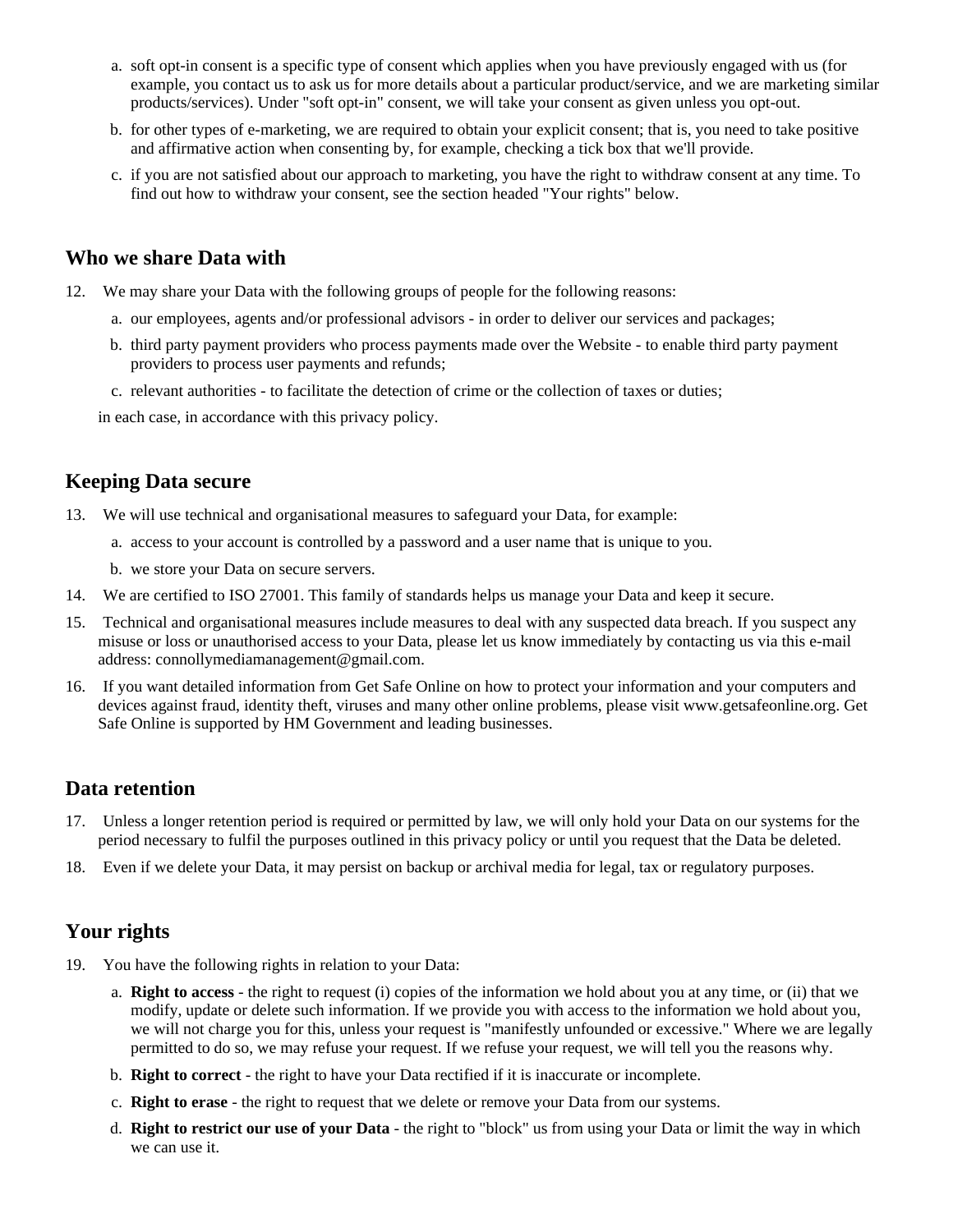a. soft opt-in consent is a specific type of consent which applies when you have previously engaged with us (for example, you contact us to ask us for more details about a particular product/service, and we are marketing similar products/services). Under "soft opt-in" consent, we will take your consent as given unless you opt-out.

b. for other types of e-marketing, we are required to obtain your explicit consent; that is, you need to take positive and affirmative action when consenting by, for example, checking a tick box that we'll provide.

c. if you are not satisfied about our approach to marketing, you have the right to withdraw consent at any time. To find out how to withdraw your consent, see the section headed "Your rights" below.

## Who we share Data with

12. We may share your Data with the following groups of people for the following reasons:

    a. our employees, agents and/or professional advisors - in order to deliver our services and packages;

    b. third party payment providers who process payments made over the Website - to enable third party payment providers to process user payments and refunds;

    c. relevant authorities - to facilitate the detection of crime or the collection of taxes or duties;

    in each case, in accordance with this privacy policy.

## Keeping Data secure

13. We will use technical and organisational measures to safeguard your Data, for example:

    a. access to your account is controlled by a password and a user name that is unique to you.

    b. we store your Data on secure servers.

14. We are certified to ISO 27001. This family of standards helps us manage your Data and keep it secure.

15. Technical and organisational measures include measures to deal with any suspected data breach. If you suspect any misuse or loss or unauthorised access to your Data, please let us know immediately by contacting us via this e-mail address: connollymediamanagement@gmail.com.

16. If you want detailed information from Get Safe Online on how to protect your information and your computers and devices against fraud, identity theft, viruses and many other online problems, please visit www.getsafeonline.org. Get Safe Online is supported by HM Government and leading businesses.

## Data retention

17. Unless a longer retention period is required or permitted by law, we will only hold your Data on our systems for the period necessary to fulfil the purposes outlined in this privacy policy or until you request that the Data be deleted.

18. Even if we delete your Data, it may persist on backup or archival media for legal, tax or regulatory purposes.

## Your rights

19. You have the following rights in relation to your Data:

    a. **Right to access** - the right to request (i) copies of the information we hold about you at any time, or (ii) that we modify, update or delete such information. If we provide you with access to the information we hold about you, we will not charge you for this, unless your request is "manifestly unfounded or excessive." Where we are legally permitted to do so, we may refuse your request. If we refuse your request, we will tell you the reasons why.

    b. **Right to correct** - the right to have your Data rectified if it is inaccurate or incomplete.

    c. **Right to erase** - the right to request that we delete or remove your Data from our systems.

    d. **Right to restrict our use of your Data** - the right to "block" us from using your Data or limit the way in which we can use it.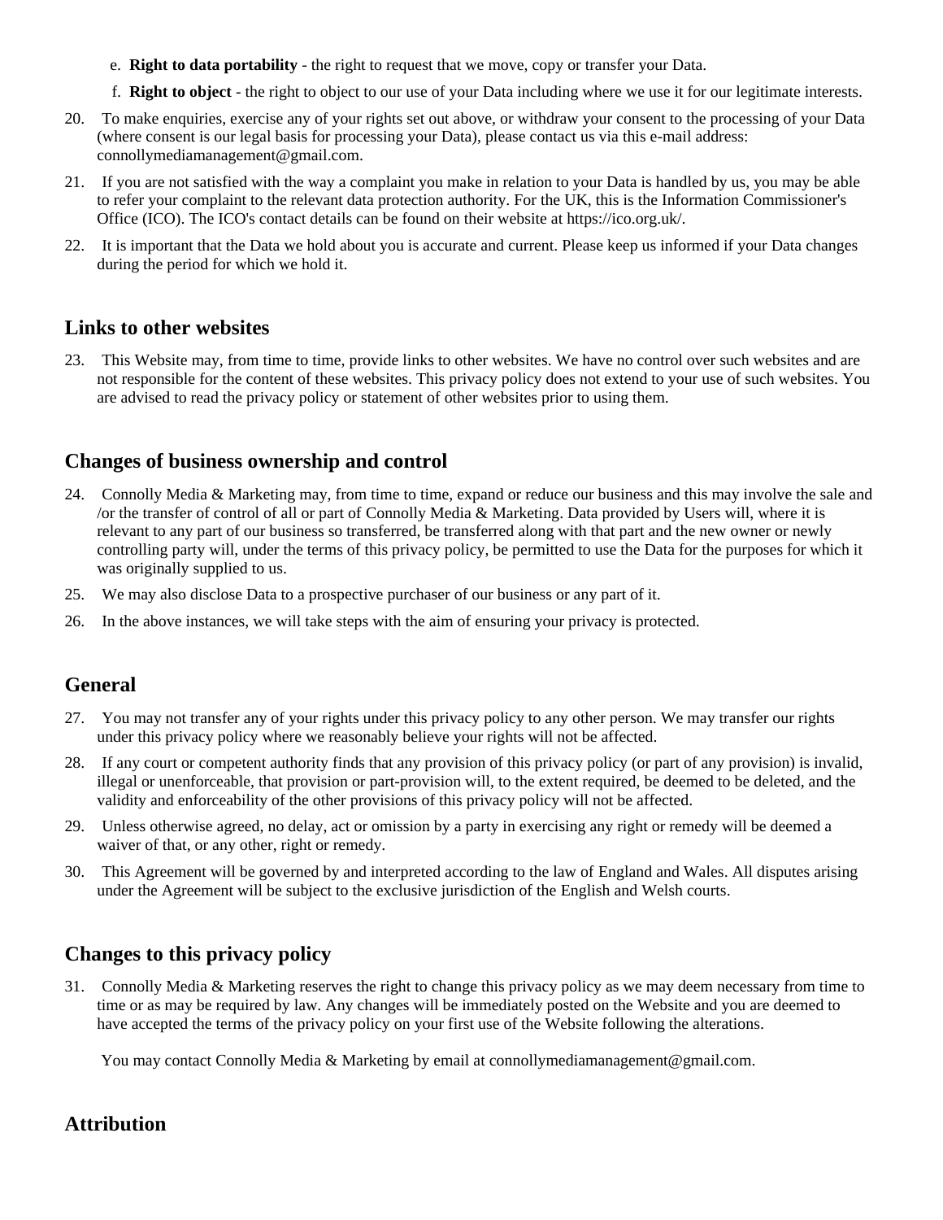e. **Right to data portability** - the right to request that we move, copy or transfer your Data.
f. **Right to object** - the right to object to our use of your Data including where we use it for our legitimate interests.

20. To make enquiries, exercise any of your rights set out above, or withdraw your consent to the processing of your Data (where consent is our legal basis for processing your Data), please contact us via this e-mail address: connollymediamanagement@gmail.com.
21. If you are not satisfied with the way a complaint you make in relation to your Data is handled by us, you may be able to refer your complaint to the relevant data protection authority. For the UK, this is the Information Commissioner's Office (ICO). The ICO's contact details can be found on their website at https://ico.org.uk/.
22. It is important that the Data we hold about you is accurate and current. Please keep us informed if your Data changes during the period for which we hold it.

## Links to other websites

23. This Website may, from time to time, provide links to other websites. We have no control over such websites and are not responsible for the content of these websites. This privacy policy does not extend to your use of such websites. You are advised to read the privacy policy or statement of other websites prior to using them.

## Changes of business ownership and control

24. Connolly Media & Marketing may, from time to time, expand or reduce our business and this may involve the sale and /or the transfer of control of all or part of Connolly Media & Marketing. Data provided by Users will, where it is relevant to any part of our business so transferred, be transferred along with that part and the new owner or newly controlling party will, under the terms of this privacy policy, be permitted to use the Data for the purposes for which it was originally supplied to us.
25. We may also disclose Data to a prospective purchaser of our business or any part of it.
26. In the above instances, we will take steps with the aim of ensuring your privacy is protected.

## General

27. You may not transfer any of your rights under this privacy policy to any other person. We may transfer our rights under this privacy policy where we reasonably believe your rights will not be affected.
28. If any court or competent authority finds that any provision of this privacy policy (or part of any provision) is invalid, illegal or unenforceable, that provision or part-provision will, to the extent required, be deemed to be deleted, and the validity and enforceability of the other provisions of this privacy policy will not be affected.
29. Unless otherwise agreed, no delay, act or omission by a party in exercising any right or remedy will be deemed a waiver of that, or any other, right or remedy.
30. This Agreement will be governed by and interpreted according to the law of England and Wales. All disputes arising under the Agreement will be subject to the exclusive jurisdiction of the English and Welsh courts.

## Changes to this privacy policy

31. Connolly Media & Marketing reserves the right to change this privacy policy as we may deem necessary from time to time or as may be required by law. Any changes will be immediately posted on the Website and you are deemed to have accepted the terms of the privacy policy on your first use of the Website following the alterations.

You may contact Connolly Media & Marketing by email at connollymediamanagement@gmail.com.

## Attribution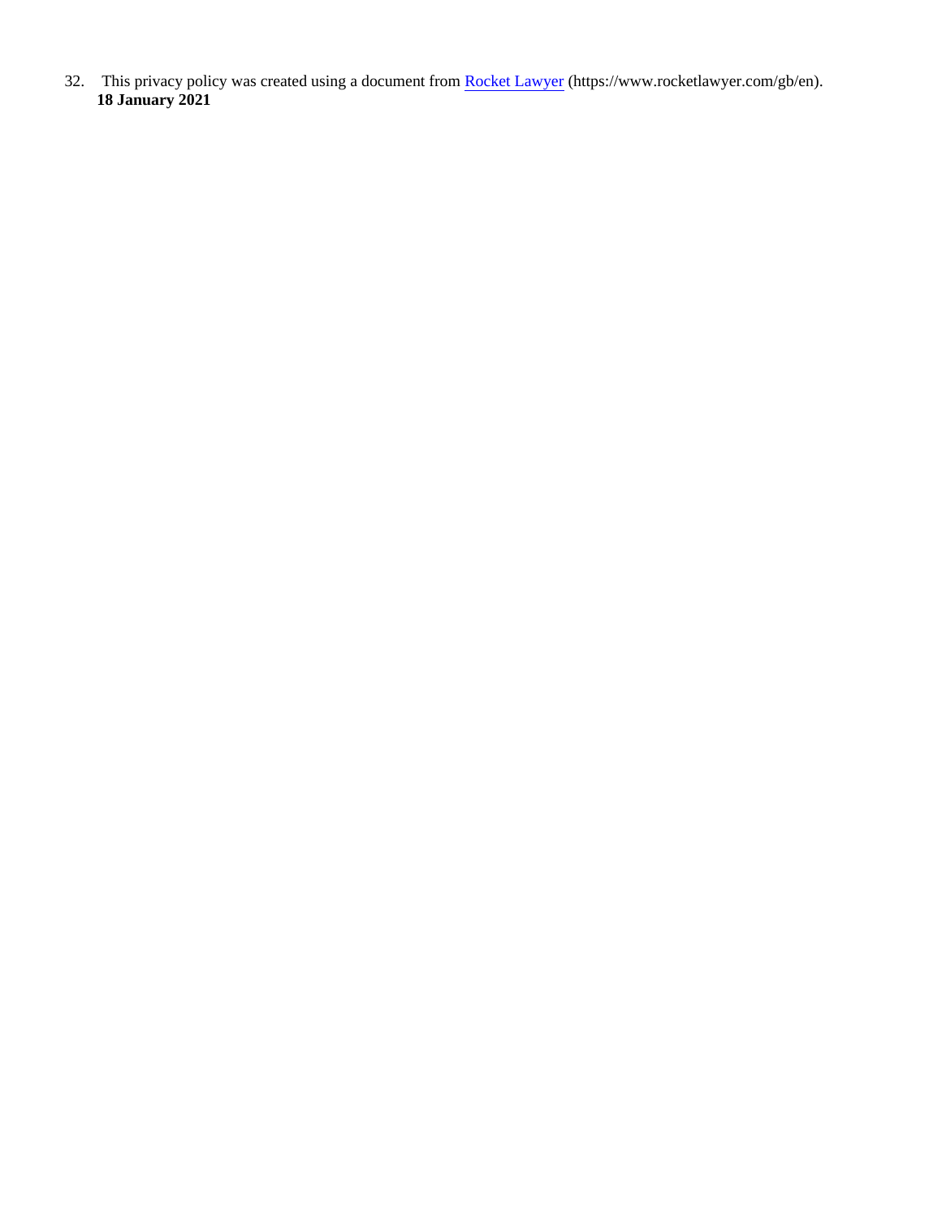32. This privacy policy was created using a document from [Rocket Lawyer](https://www.rocketlawyer.com/gb/en) (https://www.rocketlawyer.com/gb/en).

**18 January 2021**